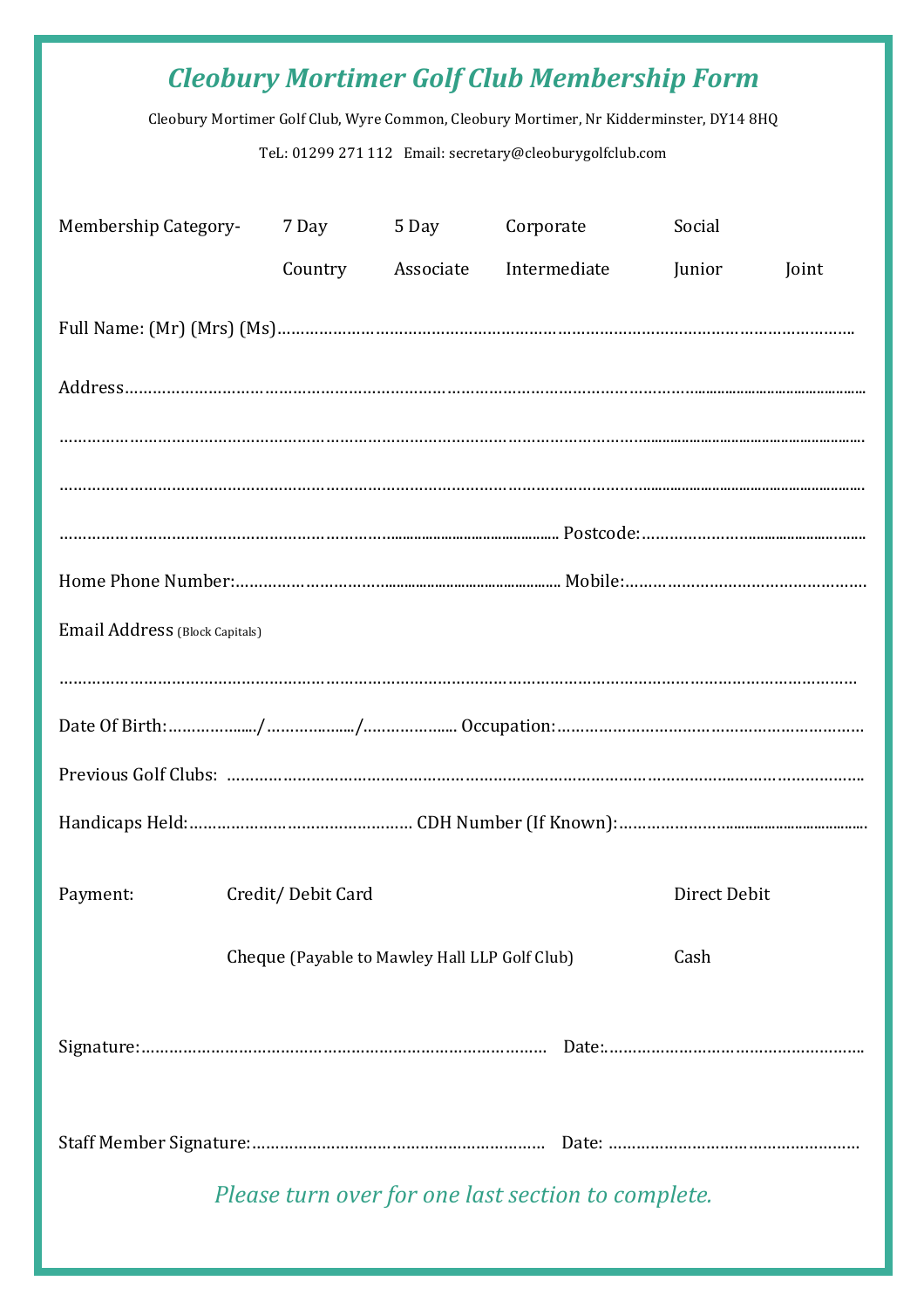# *Cleobury Mortimer Golf Club Membership Form*

Cleobury Mortimer Golf Club, Wyre Common, Cleobury Mortimer, Nr Kidderminster, DY14 8HQ

TeL: 01299 271 112 Email: secretary@cleoburygolfclub.com

| Membership Category- | 7 Day | 5 Day | Corporate | Social | |
|---|---|---|---|---|---|
| | Country | Associate | Intermediate | Junior | Joint |

Full Name: (Mr) (Mrs) (Ms)…………………………………………………………………………………………………..

Address……………………………………………………………………………………………………………………………

……………………………………………………………………………………………………………………………………

……………………………………………………………………………………………………………………………………

………………………………………………………………………………… Postcode:……………………………………

Home Phone Number:………………………………………………… Mobile:………………………………………………

Email Address (Block Capitals)

……………………………………………………………………………………………………………………………………

Date Of Birth:………………../………………../……………….. Occupation:…………………………………………………

Previous Golf Clubs: ………………………………………………………………………………………………………

Handicaps Held:………………………………………… CDH Number (If Known):…………………………………………

| Payment: | Credit/ Debit Card | Direct Debit |
|---|---|---|
| | Cheque (Payable to Mawley Hall LLP Golf Club) | Cash |

Signature:……………………………………………………………………………… Date:……………………………………………

Staff Member Signature:……………………………………………………… Date: ……………………………………………

*Please turn over for one last section to complete.*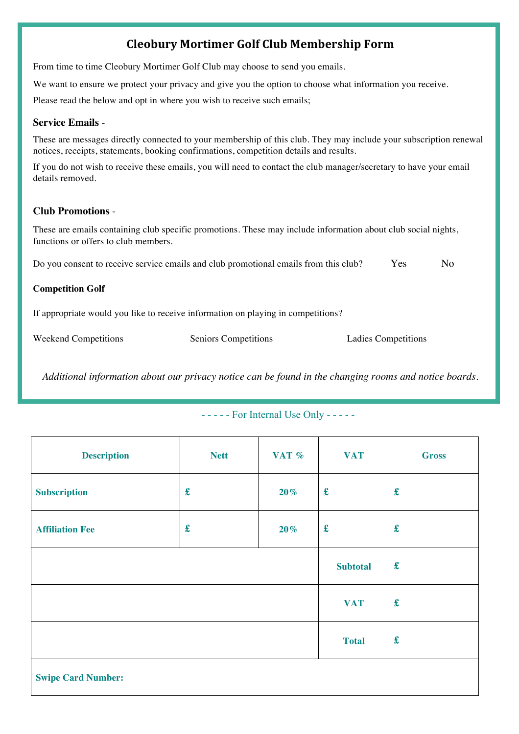# Cleobury Mortimer Golf Club Membership Form

From time to time Cleobury Mortimer Golf Club may choose to send you emails.

We want to ensure we protect your privacy and give you the option to choose what information you receive.

Please read the below and opt in where you wish to receive such emails;

### Service Emails -

These are messages directly connected to your membership of this club. They may include your subscription renewal notices, receipts, statements, booking confirmations, competition details and results.

If you do not wish to receive these emails, you will need to contact the club manager/secretary to have your email details removed.

### Club Promotions -

These are emails containing club specific promotions. These may include information about club social nights, functions or offers to club members.

Do you consent to receive service emails and club promotional emails from this club? Yes No

**Competition Golf**

If appropriate would you like to receive information on playing in competitions?

Weekend Competitions Seniors Competitions Ladies Competitions

*Additional information about our privacy notice can be found in the changing rooms and notice boards.*

- - - - - For Internal Use Only - - - - -

| Description | Nett | VAT % | VAT | Gross |
|---|---|---|---|---|
| **Subscription** | **£** | **20%** | **£** | **£** |
| **Affiliation Fee** | **£** | **20%** | **£** | **£** |
| | | | **Subtotal** | **£** |
| | | | **VAT** | **£** |
| | | | **Total** | **£** |
| **Swipe Card Number:** | | | | |